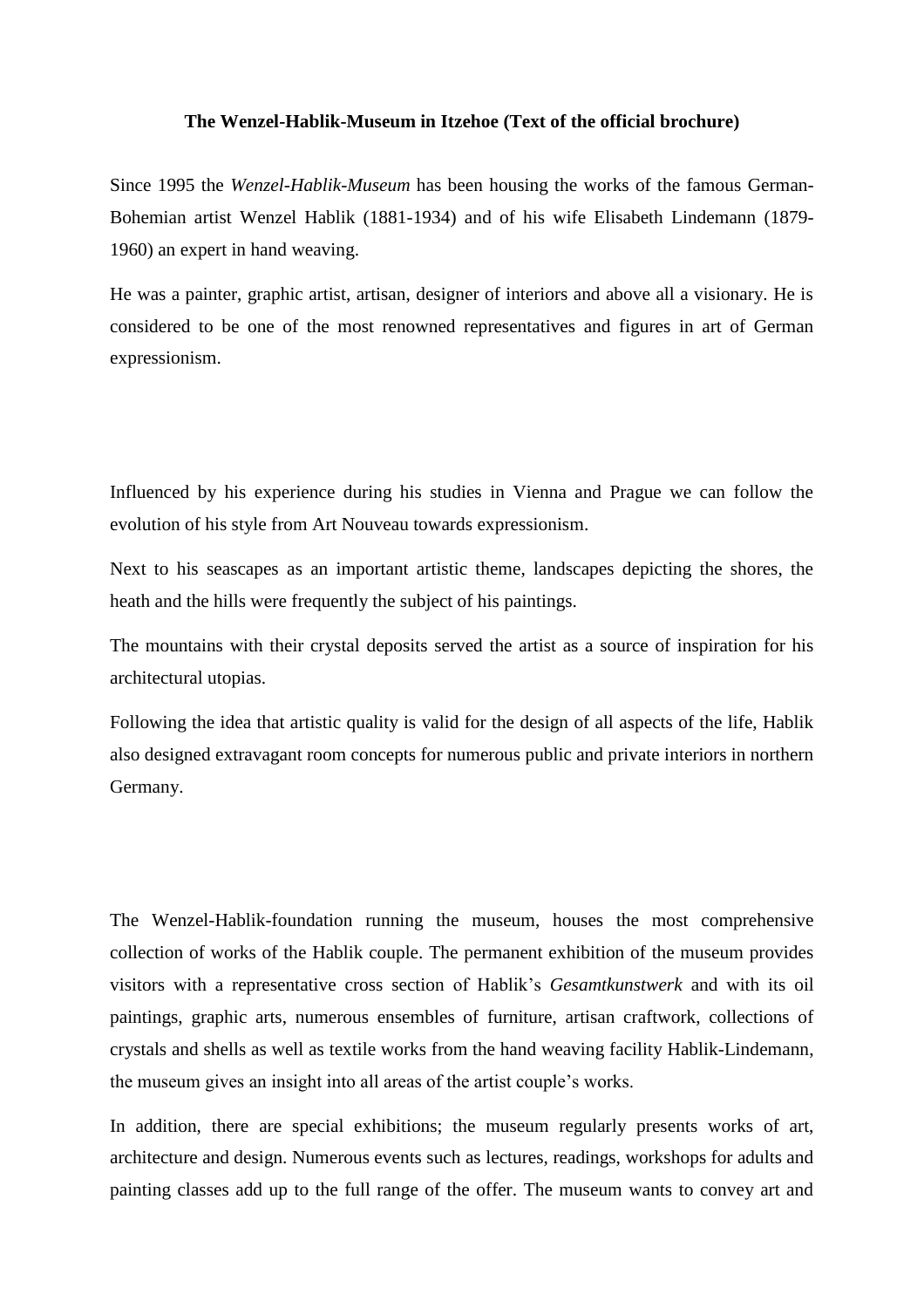**The Wenzel-Hablik-Museum in Itzehoe (Text of the official brochure)**

Since 1995 the *Wenzel-Hablik-Museum* has been housing the works of the famous German-Bohemian artist Wenzel Hablik (1881-1934) and of his wife Elisabeth Lindemann (1879-1960) an expert in hand weaving.

He was a painter, graphic artist, artisan, designer of interiors and above all a visionary. He is considered to be one of the most renowned representatives and figures in art of German expressionism.

Influenced by his experience during his studies in Vienna and Prague we can follow the evolution of his style from Art Nouveau towards expressionism.

Next to his seascapes as an important artistic theme, landscapes depicting the shores, the heath and the hills were frequently the subject of his paintings.

The mountains with their crystal deposits served the artist as a source of inspiration for his architectural utopias.

Following the idea that artistic quality is valid for the design of all aspects of the life, Hablik also designed extravagant room concepts for numerous public and private interiors in northern Germany.

The Wenzel-Hablik-foundation running the museum, houses the most comprehensive collection of works of the Hablik couple. The permanent exhibition of the museum provides visitors with a representative cross section of Hablik's *Gesamtkunstwerk* and with its oil paintings, graphic arts, numerous ensembles of furniture, artisan craftwork, collections of crystals and shells as well as textile works from the hand weaving facility Hablik-Lindemann, the museum gives an insight into all areas of the artist couple's works.

In addition, there are special exhibitions; the museum regularly presents works of art, architecture and design. Numerous events such as lectures, readings, workshops for adults and painting classes add up to the full range of the offer. The museum wants to convey art and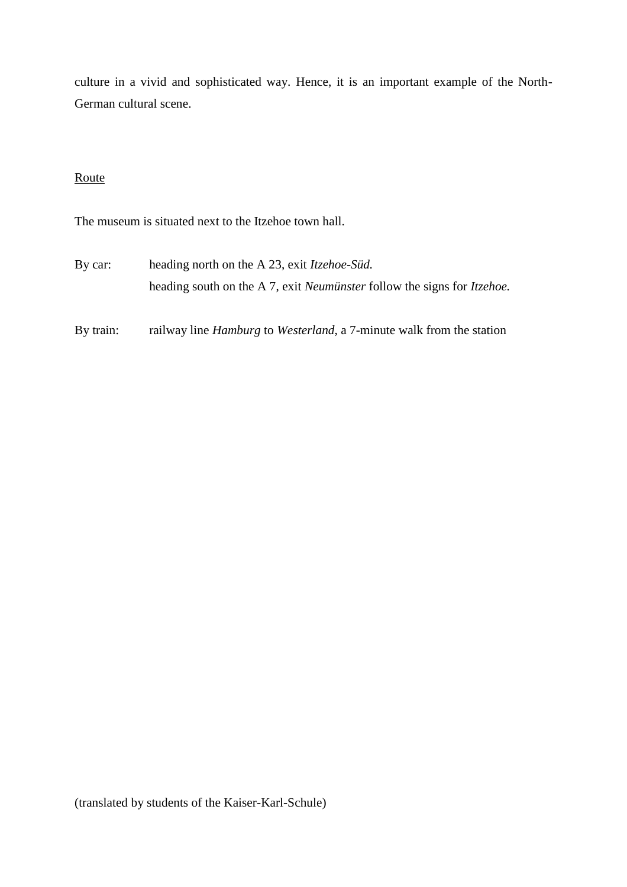culture in a vivid and sophisticated way. Hence, it is an important example of the North-German cultural scene.

<u>Route</u>

The museum is situated next to the Itzehoe town hall.

By car: heading north on the A 23, exit *Itzehoe-Süd.*
heading south on the A 7, exit *Neumünster* follow the signs for *Itzehoe.*

By train: railway line *Hamburg* to *Westerland*, a 7-minute walk from the station

(translated by students of the Kaiser-Karl-Schule)